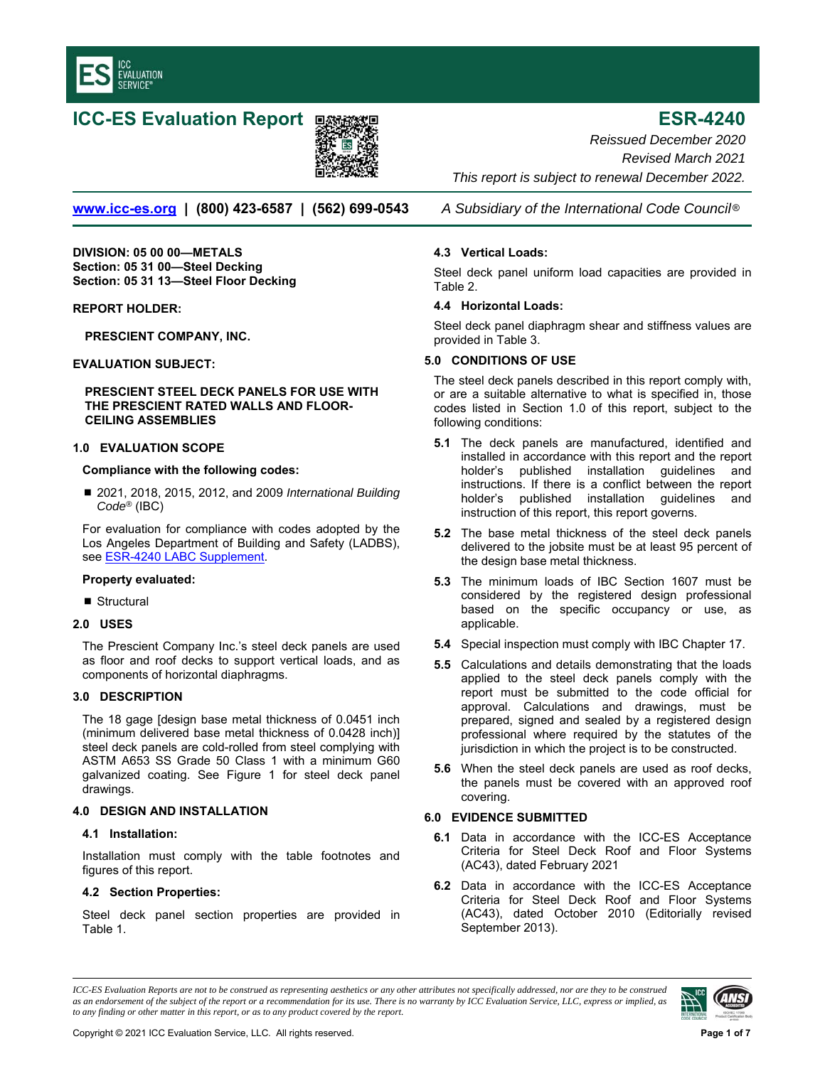# ICC-ES Evaluation Report

## ESR-4240

*Reissued December 2020*
*Revised March 2021*
*This report is subject to renewal December 2022.*

www.icc-es.org | (800) 423-6587 | (562) 699-0543 *A Subsidiary of the International Code Council®*

**DIVISION: 05 00 00—METALS**
**Section: 05 31 00—Steel Decking**
**Section: 05 31 13—Steel Floor Decking**

**REPORT HOLDER:**

**PRESCIENT COMPANY, INC.**

**EVALUATION SUBJECT:**

**PRESCIENT STEEL DECK PANELS FOR USE WITH THE PRESCIENT RATED WALLS AND FLOOR-CEILING ASSEMBLIES**

### 1.0 EVALUATION SCOPE

**Compliance with the following codes:**

- 2021, 2018, 2015, 2012, and 2009 *International Building Code®* (IBC)

For evaluation for compliance with codes adopted by the Los Angeles Department of Building and Safety (LADBS), see ESR-4240 LABC Supplement.

**Property evaluated:**

- Structural

### 2.0 USES

The Prescient Company Inc.'s steel deck panels are used as floor and roof decks to support vertical loads, and as components of horizontal diaphragms.

### 3.0 DESCRIPTION

The 18 gage [design base metal thickness of 0.0451 inch (minimum delivered base metal thickness of 0.0428 inch)] steel deck panels are cold-rolled from steel complying with ASTM A653 SS Grade 50 Class 1 with a minimum G60 galvanized coating. See Figure 1 for steel deck panel drawings.

### 4.0 DESIGN AND INSTALLATION

#### 4.1 Installation:

Installation must comply with the table footnotes and figures of this report.

#### 4.2 Section Properties:

Steel deck panel section properties are provided in Table 1.

#### 4.3 Vertical Loads:

Steel deck panel uniform load capacities are provided in Table 2.

#### 4.4 Horizontal Loads:

Steel deck panel diaphragm shear and stiffness values are provided in Table 3.

### 5.0 CONDITIONS OF USE

The steel deck panels described in this report comply with, or are a suitable alternative to what is specified in, those codes listed in Section 1.0 of this report, subject to the following conditions:

**5.1** The deck panels are manufactured, identified and installed in accordance with this report and the report holder's published installation guidelines and instructions. If there is a conflict between the report holder's published installation guidelines and instruction of this report, this report governs.

**5.2** The base metal thickness of the steel deck panels delivered to the jobsite must be at least 95 percent of the design base metal thickness.

**5.3** The minimum loads of IBC Section 1607 must be considered by the registered design professional based on the specific occupancy or use, as applicable.

**5.4** Special inspection must comply with IBC Chapter 17.

**5.5** Calculations and details demonstrating that the loads applied to the steel deck panels comply with the report must be submitted to the code official for approval. Calculations and drawings, must be prepared, signed and sealed by a registered design professional where required by the statutes of the jurisdiction in which the project is to be constructed.

**5.6** When the steel deck panels are used as roof decks, the panels must be covered with an approved roof covering.

### 6.0 EVIDENCE SUBMITTED

**6.1** Data in accordance with the ICC-ES Acceptance Criteria for Steel Deck Roof and Floor Systems (AC43), dated February 2021

**6.2** Data in accordance with the ICC-ES Acceptance Criteria for Steel Deck Roof and Floor Systems (AC43), dated October 2010 (Editorially revised September 2013).

*ICC-ES Evaluation Reports are not to be construed as representing aesthetics or any other attributes not specifically addressed, nor are they to be construed as an endorsement of the subject of the report or a recommendation for its use. There is no warranty by ICC Evaluation Service, LLC, express or implied, as to any finding or other matter in this report, or as to any product covered by the report.*

Copyright © 2021 ICC Evaluation Service, LLC. All rights reserved.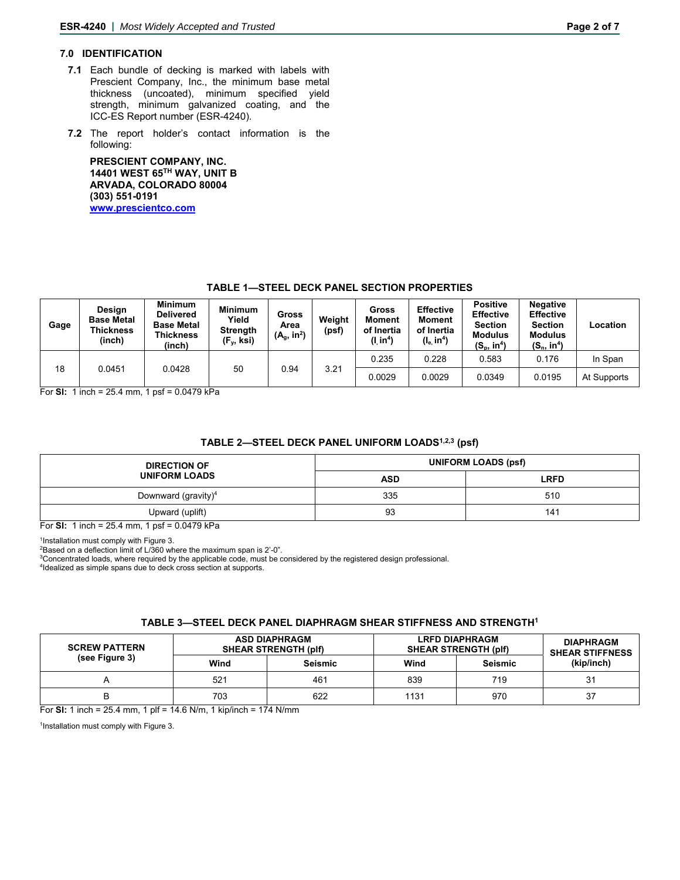## 7.0 IDENTIFICATION

**7.1** Each bundle of decking is marked with labels with Prescient Company, Inc., the minimum base metal thickness (uncoated), minimum specified yield strength, minimum galvanized coating, and the ICC-ES Report number (ESR-4240).

**7.2** The report holder's contact information is the following:

**PRESCIENT COMPANY, INC.**
**14401 WEST 65$^{TH}$ WAY, UNIT B**
**ARVADA, COLORADO 80004**
**(303) 551-0191**
**[www.prescientco.com](http://www.prescientco.com)**

### TABLE 1—STEEL DECK PANEL SECTION PROPERTIES

| Gage | Design Base Metal Thickness (inch) | Minimum Delivered Base Metal Thickness (inch) | Minimum Yield Strength ($F_y$, ksi) | Gross Area ($A_g$, in$^2$) | Weight (psf) | Gross Moment of Inertia ($I$, in$^4$) | Effective Moment of Inertia ($I_e$, in$^4$) | Positive Effective Section Modulus ($S_p$, in$^4$) | Negative Effective Section Modulus ($S_n$, in$^4$) | Location |
|---|---|---|---|---|---|---|---|---|---|---|
| 18 | 0.0451 | 0.0428 | 50 | 0.94 | 3.21 | 0.235 | 0.228 | 0.583 | 0.176 | In Span |
| | | | | | | 0.0029 | 0.0029 | 0.0349 | 0.0195 | At Supports |

For **SI:** 1 inch = 25.4 mm, 1 psf = 0.0479 kPa

### TABLE 2—STEEL DECK PANEL UNIFORM LOADS[1,2,3] (psf)

| DIRECTION OF UNIFORM LOADS | UNIFORM LOADS (psf) | |
|---|---|---|
| | ASD | LRFD |
| Downward (gravity)[4] | 335 | 510 |
| Upward (uplift) | 93 | 141 |

For **SI:** 1 inch = 25.4 mm, 1 psf = 0.0479 kPa

[1]Installation must comply with Figure 3.
[2]Based on a deflection limit of L/360 where the maximum span is 2'-0".
[3]Concentrated loads, where required by the applicable code, must be considered by the registered design professional.
[4]Idealized as simple spans due to deck cross section at supports.

### TABLE 3—STEEL DECK PANEL DIAPHRAGM SHEAR STIFFNESS AND STRENGTH[1]

| SCREW PATTERN (see Figure 3) | ASD DIAPHRAGM SHEAR STRENGTH (plf) | | LRFD DIAPHRAGM SHEAR STRENGTH (plf) | | DIAPHRAGM SHEAR STIFFNESS (kip/inch) |
|---|---|---|---|---|---|
| | Wind | Seismic | Wind | Seismic | |
| A | 521 | 461 | 839 | 719 | 31 |
| B | 703 | 622 | 1131 | 970 | 37 |

For **SI:** 1 inch = 25.4 mm, 1 plf = 14.6 N/m, 1 kip/inch = 174 N/mm

[1]Installation must comply with Figure 3.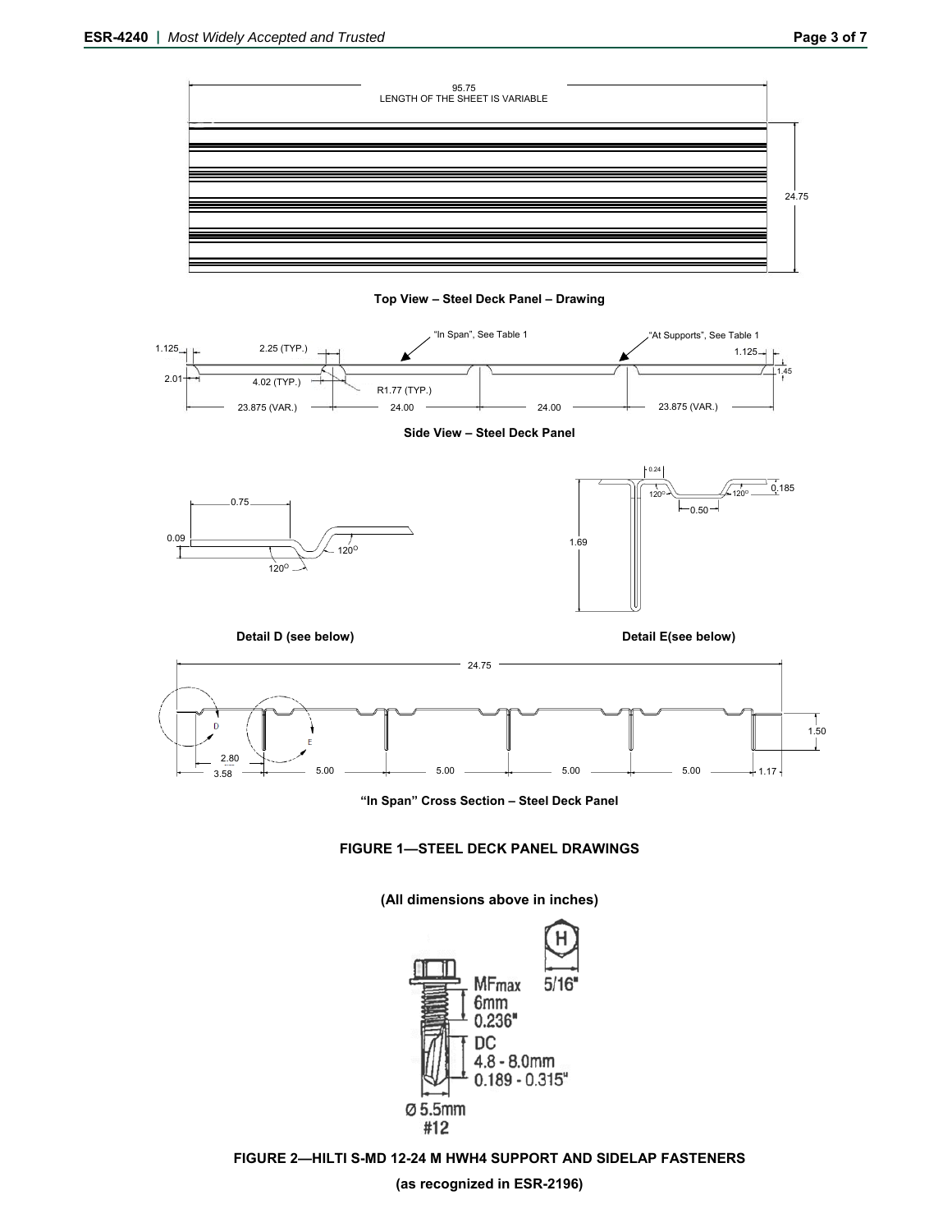Top View – Steel Deck Panel – Drawing

Side View – Steel Deck Panel

Detail D (see below)

Detail E(see below)

"In Span" Cross Section – Steel Deck Panel

**FIGURE 1—STEEL DECK PANEL DRAWINGS**

**(All dimensions above in inches)**

**FIGURE 2—HILTI S-MD 12-24 M HWH4 SUPPORT AND SIDELAP FASTENERS**

**(as recognized in ESR-2196)**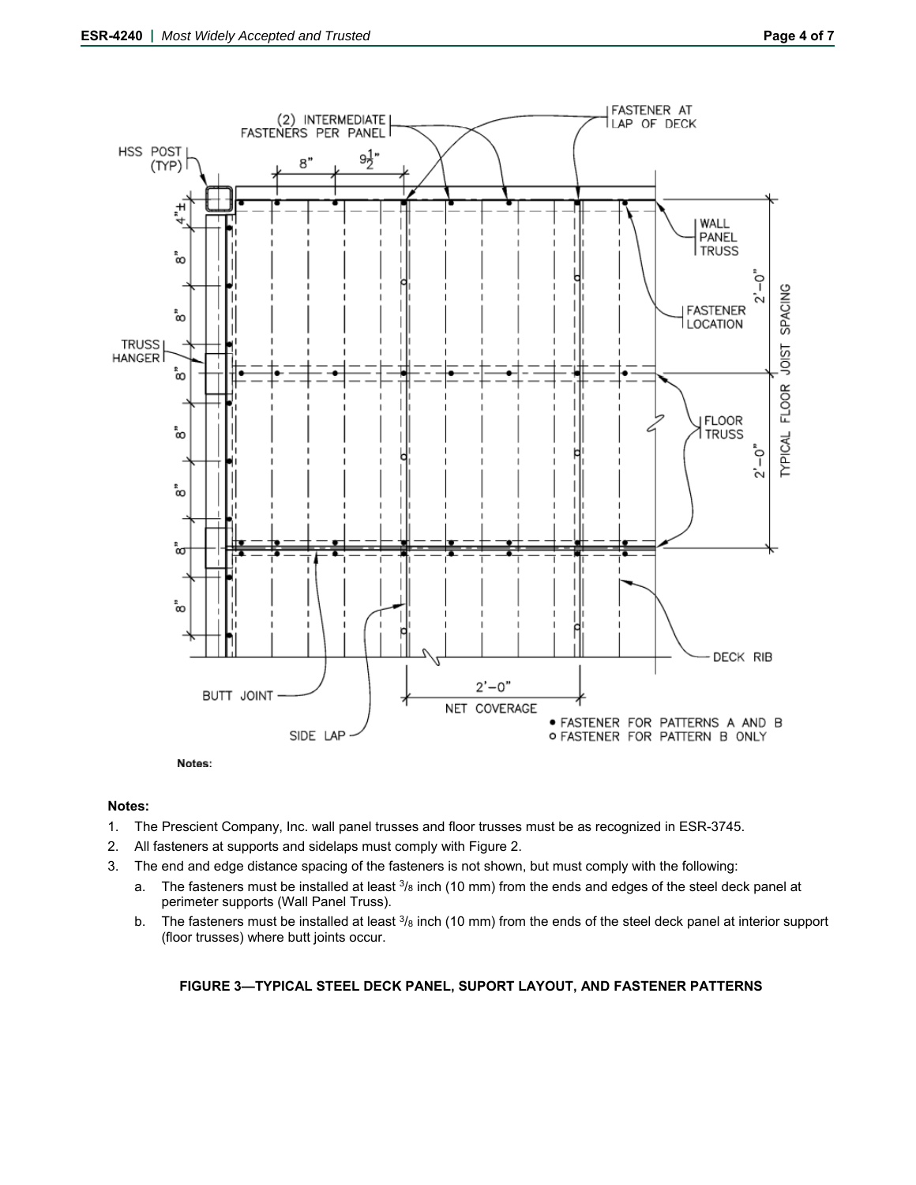Notes:

**Notes:**

1. The Prescient Company, Inc. wall panel trusses and floor trusses must be as recognized in ESR-3745.
2. All fasteners at supports and sidelaps must comply with Figure 2.
3. The end and edge distance spacing of the fasteners is not shown, but must comply with the following:
   a. The fasteners must be installed at least $^{3}/_{8}$ inch (10 mm) from the ends and edges of the steel deck panel at perimeter supports (Wall Panel Truss).
   b. The fasteners must be installed at least $^{3}/_{8}$ inch (10 mm) from the ends of the steel deck panel at interior support (floor trusses) where butt joints occur.

**FIGURE 3—TYPICAL STEEL DECK PANEL, SUPORT LAYOUT, AND FASTENER PATTERNS**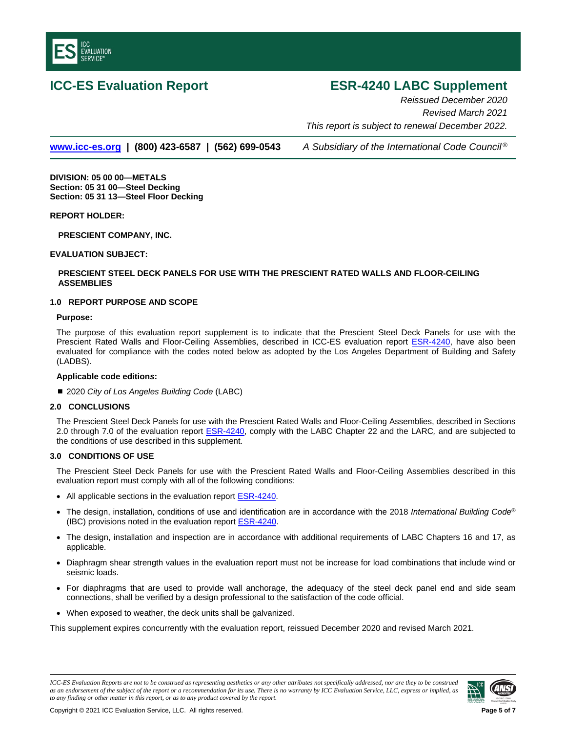# ICC-ES Evaluation Report

# ESR-4240 LABC Supplement

*Reissued December 2020*

*Revised March 2021*

*This report is subject to renewal December 2022.*

www.icc-es.org | (800) 423-6587 | (562) 699-0543 *A Subsidiary of the International Code Council®*

**DIVISION: 05 00 00—METALS**
**Section: 05 31 00—Steel Decking**
**Section: 05 31 13—Steel Floor Decking**

**REPORT HOLDER:**

**PRESCIENT COMPANY, INC.**

**EVALUATION SUBJECT:**

**PRESCIENT STEEL DECK PANELS FOR USE WITH THE PRESCIENT RATED WALLS AND FLOOR-CEILING ASSEMBLIES**

## 1.0 REPORT PURPOSE AND SCOPE

**Purpose:**

The purpose of this evaluation report supplement is to indicate that the Prescient Steel Deck Panels for use with the Prescient Rated Walls and Floor-Ceiling Assemblies, described in ICC-ES evaluation report ESR-4240, have also been evaluated for compliance with the codes noted below as adopted by the Los Angeles Department of Building and Safety (LADBS).

**Applicable code editions:**

- 2020 *City of Los Angeles Building Code* (LABC)

## 2.0 CONCLUSIONS

The Prescient Steel Deck Panels for use with the Prescient Rated Walls and Floor-Ceiling Assemblies, described in Sections 2.0 through 7.0 of the evaluation report ESR-4240, comply with the LABC Chapter 22 and the LARC, and are subjected to the conditions of use described in this supplement.

## 3.0 CONDITIONS OF USE

The Prescient Steel Deck Panels for use with the Prescient Rated Walls and Floor-Ceiling Assemblies described in this evaluation report must comply with all of the following conditions:

- All applicable sections in the evaluation report ESR-4240.
- The design, installation, conditions of use and identification are in accordance with the 2018 *International Building Code®* (IBC) provisions noted in the evaluation report ESR-4240.
- The design, installation and inspection are in accordance with additional requirements of LABC Chapters 16 and 17, as applicable.
- Diaphragm shear strength values in the evaluation report must not be increase for load combinations that include wind or seismic loads.
- For diaphragms that are used to provide wall anchorage, the adequacy of the steel deck panel end and side seam connections, shall be verified by a design professional to the satisfaction of the code official.
- When exposed to weather, the deck units shall be galvanized.

This supplement expires concurrently with the evaluation report, reissued December 2020 and revised March 2021.

*ICC-ES Evaluation Reports are not to be construed as representing aesthetics or any other attributes not specifically addressed, nor are they to be construed as an endorsement of the subject of the report or a recommendation for its use. There is no warranty by ICC Evaluation Service, LLC, express or implied, as to any finding or other matter in this report, or as to any product covered by the report.*

Copyright © 2021 ICC Evaluation Service, LLC. All rights reserved.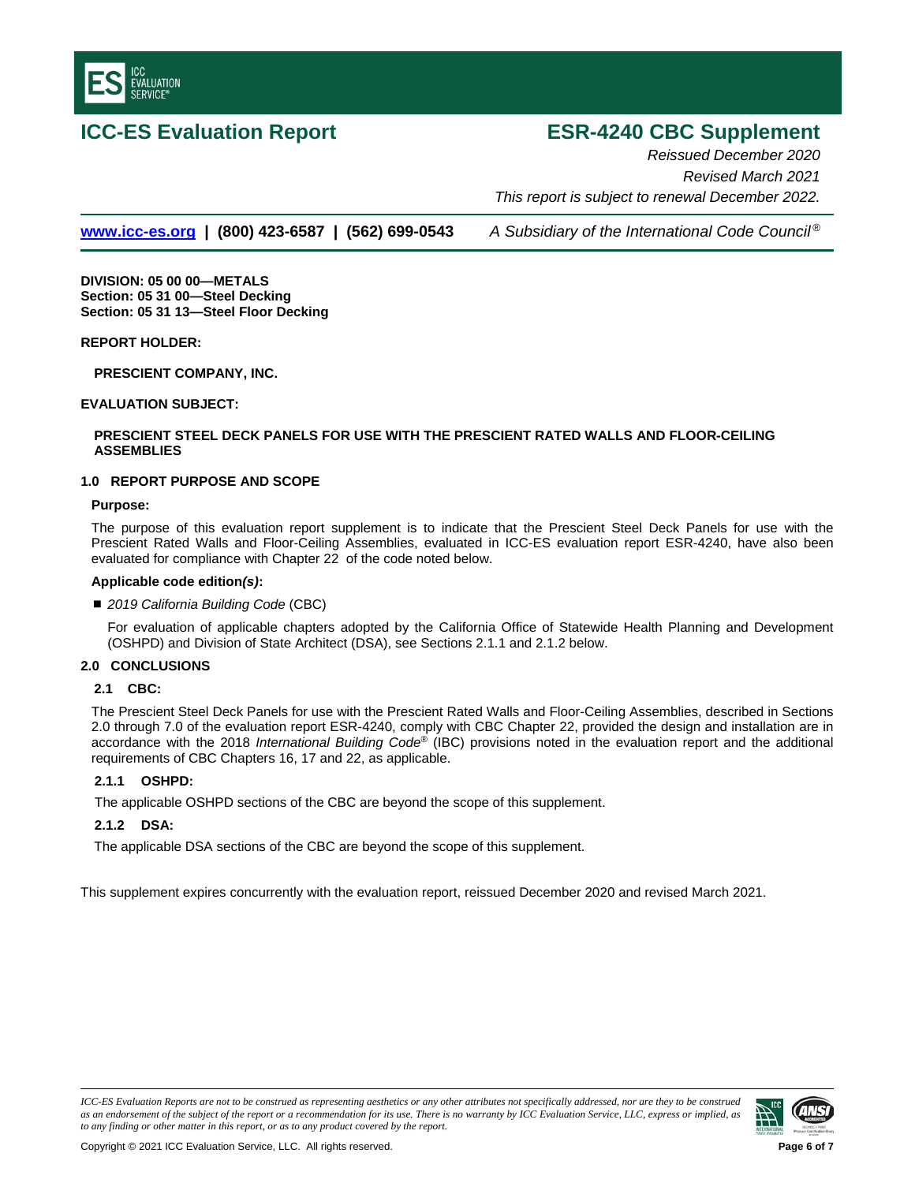# ICC-ES Evaluation Report

# ESR-4240 CBC Supplement

*Reissued December 2020*

*Revised March 2021*

*This report is subject to renewal December 2022.*

www.icc-es.org | (800) 423-6587 | (562) 699-0543 *A Subsidiary of the International Code Council®*

**DIVISION: 05 00 00—METALS**
**Section: 05 31 00—Steel Decking**
**Section: 05 31 13—Steel Floor Decking**

**REPORT HOLDER:**

**PRESCIENT COMPANY, INC.**

**EVALUATION SUBJECT:**

**PRESCIENT STEEL DECK PANELS FOR USE WITH THE PRESCIENT RATED WALLS AND FLOOR-CEILING ASSEMBLIES**

## 1.0 REPORT PURPOSE AND SCOPE

### Purpose:

The purpose of this evaluation report supplement is to indicate that the Prescient Steel Deck Panels for use with the Prescient Rated Walls and Floor-Ceiling Assemblies, evaluated in ICC-ES evaluation report ESR-4240, have also been evaluated for compliance with Chapter 22 of the code noted below.

### Applicable code edition*(s)*:

- *2019 California Building Code* (CBC)

  For evaluation of applicable chapters adopted by the California Office of Statewide Health Planning and Development (OSHPD) and Division of State Architect (DSA), see Sections 2.1.1 and 2.1.2 below.

## 2.0 CONCLUSIONS

### 2.1 CBC:

The Prescient Steel Deck Panels for use with the Prescient Rated Walls and Floor-Ceiling Assemblies, described in Sections 2.0 through 7.0 of the evaluation report ESR-4240, comply with CBC Chapter 22, provided the design and installation are in accordance with the 2018 *International Building Code®* (IBC) provisions noted in the evaluation report and the additional requirements of CBC Chapters 16, 17 and 22, as applicable.

#### 2.1.1 OSHPD:

The applicable OSHPD sections of the CBC are beyond the scope of this supplement.

#### 2.1.2 DSA:

The applicable DSA sections of the CBC are beyond the scope of this supplement.

This supplement expires concurrently with the evaluation report, reissued December 2020 and revised March 2021.

*ICC-ES Evaluation Reports are not to be construed as representing aesthetics or any other attributes not specifically addressed, nor are they to be construed as an endorsement of the subject of the report or a recommendation for its use. There is no warranty by ICC Evaluation Service, LLC, express or implied, as to any finding or other matter in this report, or as to any product covered by the report.*

Copyright © 2021 ICC Evaluation Service, LLC. All rights reserved.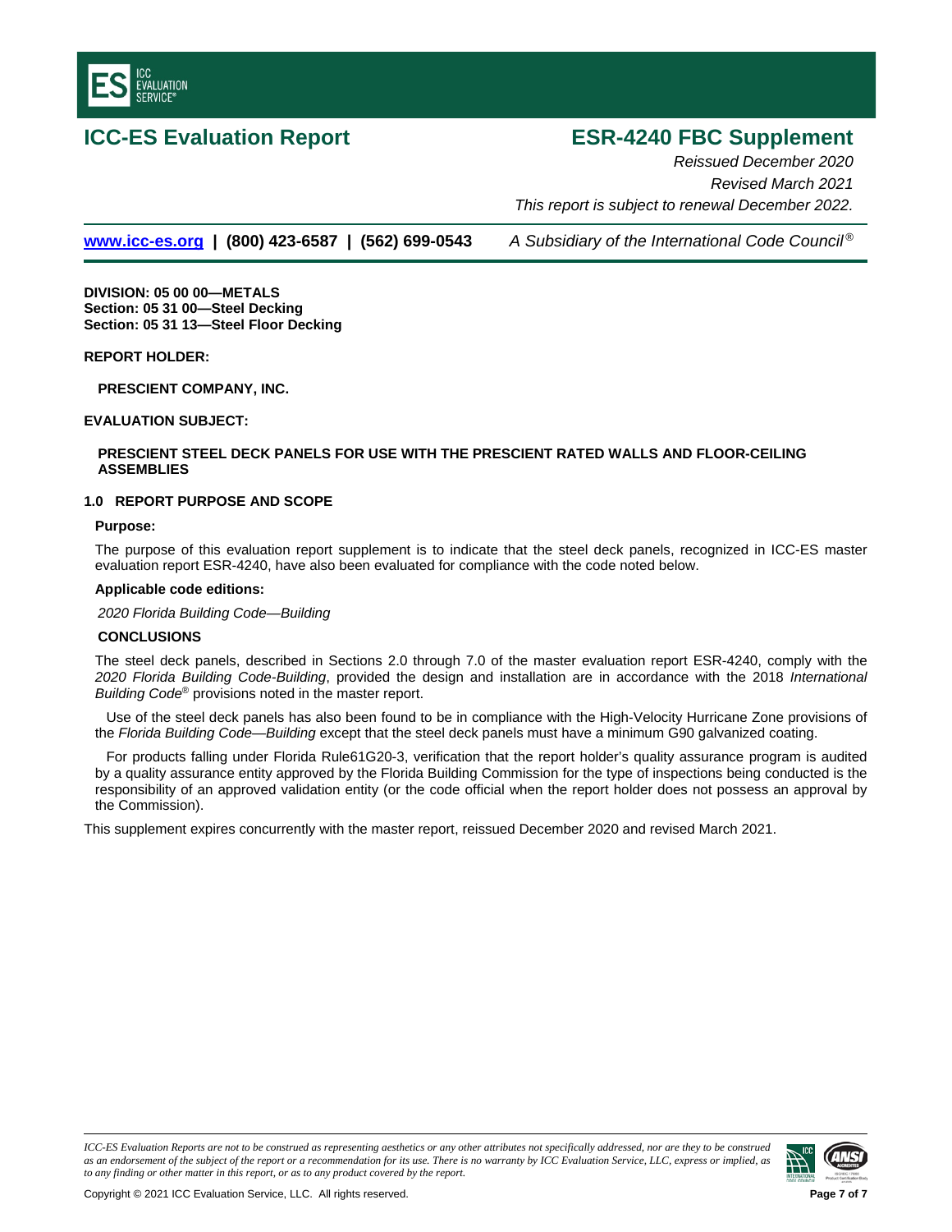# ICC-ES Evaluation Report

# ESR-4240 FBC Supplement

*Reissued December 2020*

*Revised March 2021*

*This report is subject to renewal December 2022.*

www.icc-es.org | (800) 423-6587 | (562) 699-0543 *A Subsidiary of the International Code Council®*

**DIVISION: 05 00 00—METALS**
**Section: 05 31 00—Steel Decking**
**Section: 05 31 13—Steel Floor Decking**

**REPORT HOLDER:**

**PRESCIENT COMPANY, INC.**

**EVALUATION SUBJECT:**

**PRESCIENT STEEL DECK PANELS FOR USE WITH THE PRESCIENT RATED WALLS AND FLOOR-CEILING ASSEMBLIES**

## 1.0 REPORT PURPOSE AND SCOPE

**Purpose:**

The purpose of this evaluation report supplement is to indicate that the steel deck panels, recognized in ICC-ES master evaluation report ESR-4240, have also been evaluated for compliance with the code noted below.

**Applicable code editions:**

*2020 Florida Building Code—Building*

**CONCLUSIONS**

The steel deck panels, described in Sections 2.0 through 7.0 of the master evaluation report ESR-4240, comply with the *2020 Florida Building Code-Building*, provided the design and installation are in accordance with the 2018 *International Building Code®* provisions noted in the master report.

Use of the steel deck panels has also been found to be in compliance with the High-Velocity Hurricane Zone provisions of the *Florida Building Code—Building* except that the steel deck panels must have a minimum G90 galvanized coating.

For products falling under Florida Rule61G20-3, verification that the report holder's quality assurance program is audited by a quality assurance entity approved by the Florida Building Commission for the type of inspections being conducted is the responsibility of an approved validation entity (or the code official when the report holder does not possess an approval by the Commission).

This supplement expires concurrently with the master report, reissued December 2020 and revised March 2021.

*ICC-ES Evaluation Reports are not to be construed as representing aesthetics or any other attributes not specifically addressed, nor are they to be construed as an endorsement of the subject of the report or a recommendation for its use. There is no warranty by ICC Evaluation Service, LLC, express or implied, as to any finding or other matter in this report, or as to any product covered by the report.*

Copyright © 2021 ICC Evaluation Service, LLC. All rights reserved.